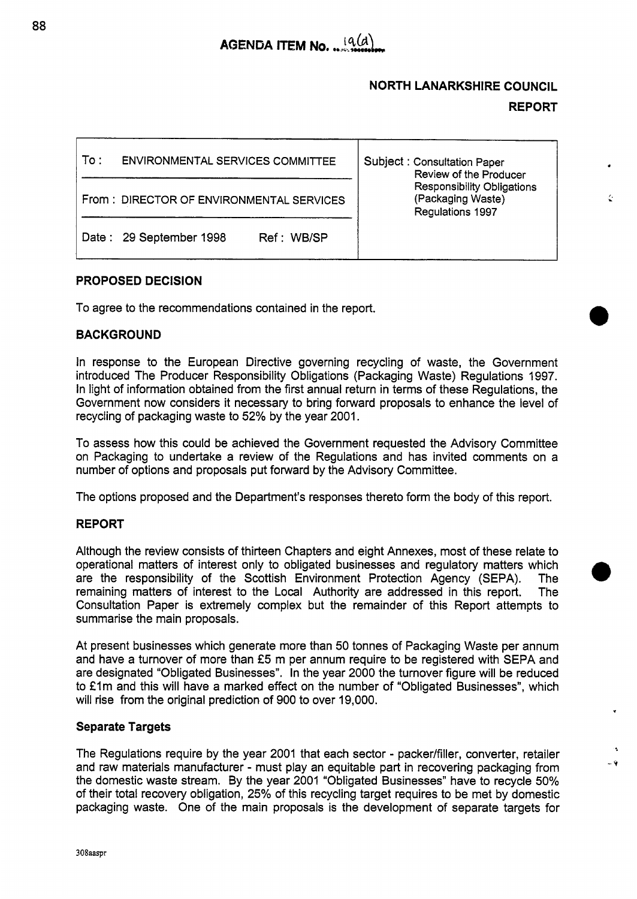# AGENDA ITEM No. 19(d)

**NORTH LANARKSHIRE COUNCIL**

**REPORT**

| To : ENVIRONMENTAL SERVICES COMMITTEE | Subject : Consultation Paper Review of the Producer Responsibility Obligations (Packaging Waste) Regulations 1997 |
|---|---|
| From : DIRECTOR OF ENVIRONMENTAL SERVICES | |
| Date : 29 September 1998 Ref : WB/SP | |

## PROPOSED DECISION

To agree to the recommendations contained in the report.

## BACKGROUND

In response to the European Directive governing recycling of waste, the Government introduced The Producer Responsibility Obligations (Packaging Waste) Regulations 1997. In light of information obtained from the first annual return in terms of these Regulations, the Government now considers it necessary to bring forward proposals to enhance the level of recycling of packaging waste to 52% by the year 2001.

To assess how this could be achieved the Government requested the Advisory Committee on Packaging to undertake a review of the Regulations and has invited comments on a number of options and proposals put forward by the Advisory Committee.

The options proposed and the Department's responses thereto form the body of this report.

## REPORT

Although the review consists of thirteen Chapters and eight Annexes, most of these relate to operational matters of interest only to obligated businesses and regulatory matters which are the responsibility of the Scottish Environment Protection Agency (SEPA). The remaining matters of interest to the Local Authority are addressed in this report. The Consultation Paper is extremely complex but the remainder of this Report attempts to summarise the main proposals.

At present businesses which generate more than 50 tonnes of Packaging Waste per annum and have a turnover of more than £5 m per annum require to be registered with SEPA and are designated "Obligated Businesses". In the year 2000 the turnover figure will be reduced to £1m and this will have a marked effect on the number of "Obligated Businesses", which will rise from the original prediction of 900 to over 19,000.

### Separate Targets

The Regulations require by the year 2001 that each sector - packer/filler, converter, retailer and raw materials manufacturer - must play an equitable part in recovering packaging from the domestic waste stream. By the year 2001 "Obligated Businesses" have to recycle 50% of their total recovery obligation, 25% of this recycling target requires to be met by domestic packaging waste. One of the main proposals is the development of separate targets for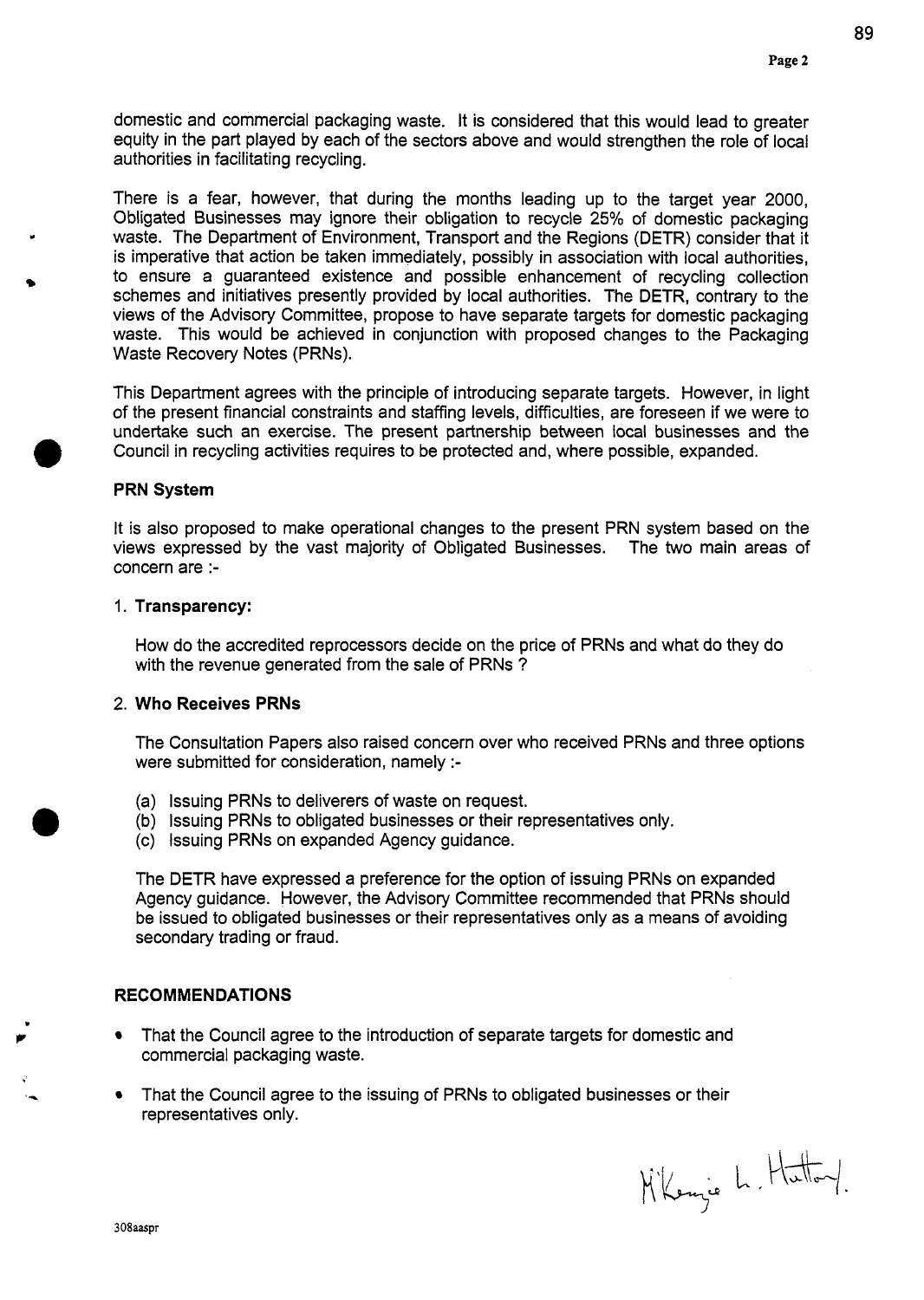domestic and commercial packaging waste. It is considered that this would lead to greater equity in the part played by each of the sectors above and would strengthen the role of local authorities in facilitating recycling.

There is a fear, however, that during the months leading up to the target year 2000, Obligated Businesses may ignore their obligation to recycle 25% of domestic packaging waste. The Department of Environment, Transport and the Regions (DETR) consider that it is imperative that action be taken immediately, possibly in association with local authorities, to ensure a guaranteed existence and possible enhancement of recycling collection schemes and initiatives presently provided by local authorities. The DETR, contrary to the views of the Advisory Committee, propose to have separate targets for domestic packaging waste. This would be achieved in conjunction with proposed changes to the Packaging Waste Recovery Notes (PRNs).

This Department agrees with the principle of introducing separate targets. However, in light of the present financial constraints and staffing levels, difficulties, are foreseen if we were to undertake such an exercise. The present partnership between local businesses and the Council in recycling activities requires to be protected and, where possible, expanded.

**PRN System**

It is also proposed to make operational changes to the present PRN system based on the views expressed by the vast majority of Obligated Businesses. The two main areas of concern are :-

1. **Transparency:**

   How do the accredited reprocessors decide on the price of PRNs and what do they do with the revenue generated from the sale of PRNs ?

2. **Who Receives PRNs**

   The Consultation Papers also raised concern over who received PRNs and three options were submitted for consideration, namely :-

   (a) Issuing PRNs to deliverers of waste on request.
   (b) Issuing PRNs to obligated businesses or their representatives only.
   (c) Issuing PRNs on expanded Agency guidance.

   The DETR have expressed a preference for the option of issuing PRNs on expanded Agency guidance. However, the Advisory Committee recommended that PRNs should be issued to obligated businesses or their representatives only as a means of avoiding secondary trading or fraud.

**RECOMMENDATIONS**

- That the Council agree to the introduction of separate targets for domestic and commercial packaging waste.
- That the Council agree to the issuing of PRNs to obligated businesses or their representatives only.

M'Kenzie L. Hutton.

308aaspr